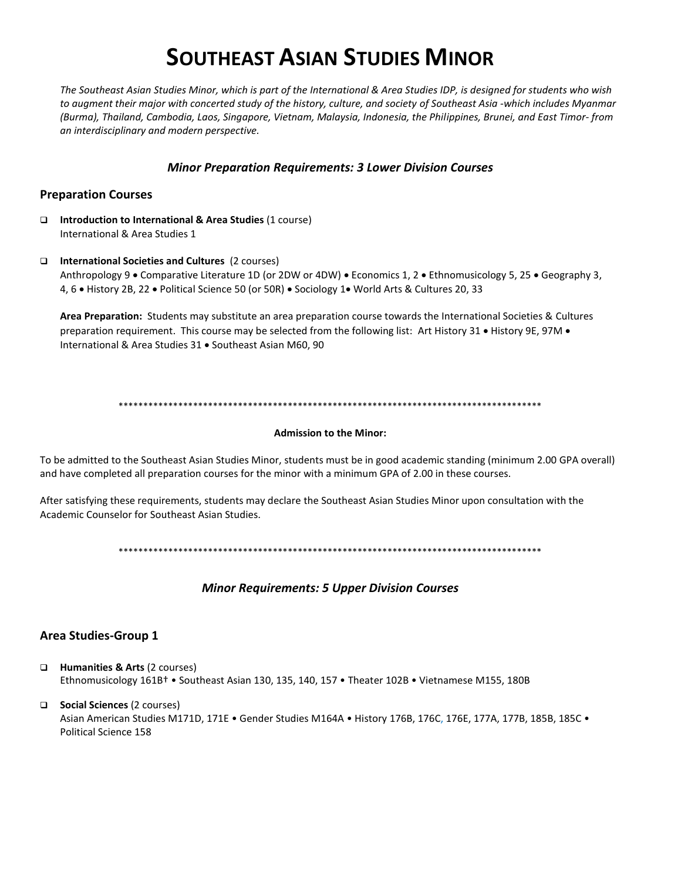# SOUTHEAST ASIAN STUDIES MINOR

*The Southeast Asian Studies Minor, which is part of the International & Area Studies IDP, is designed for students who wish to augment their major with concerted study of the history, culture, and society of Southeast Asia -which includes Myanmar (Burma), Thailand, Cambodia, Laos, Singapore, Vietnam, Malaysia, Indonesia, the Philippines, Brunei, and East Timor- from an interdisciplinary and modern perspective.*

### *Minor Preparation Requirements: 3 Lower Division Courses*

## Preparation Courses

- ❑ **Introduction to International & Area Studies** (1 course)
  International & Area Studies 1

- ❑ **International Societies and Cultures** (2 courses)
  Anthropology 9 • Comparative Literature 1D (or 2DW or 4DW) • Economics 1, 2 • Ethnomusicology 5, 25 • Geography 3, 4, 6 • History 2B, 22 • Political Science 50 (or 50R) • Sociology 1• World Arts & Cultures 20, 33

  **Area Preparation:** Students may substitute an area preparation course towards the International Societies & Cultures preparation requirement. This course may be selected from the following list: Art History 31 • History 9E, 97M • International & Area Studies 31 • Southeast Asian M60, 90

*************************************************************************************

**Admission to the Minor:**

To be admitted to the Southeast Asian Studies Minor, students must be in good academic standing (minimum 2.00 GPA overall) and have completed all preparation courses for the minor with a minimum GPA of 2.00 in these courses.

After satisfying these requirements, students may declare the Southeast Asian Studies Minor upon consultation with the Academic Counselor for Southeast Asian Studies.

*************************************************************************************

### *Minor Requirements: 5 Upper Division Courses*

## Area Studies-Group 1

- ❑ **Humanities & Arts** (2 courses)
  Ethnomusicology 161B† • Southeast Asian 130, 135, 140, 157 • Theater 102B • Vietnamese M155, 180B

- ❑ **Social Sciences** (2 courses)
  Asian American Studies M171D, 171E • Gender Studies M164A • History 176B, 176C, 176E, 177A, 177B, 185B, 185C • Political Science 158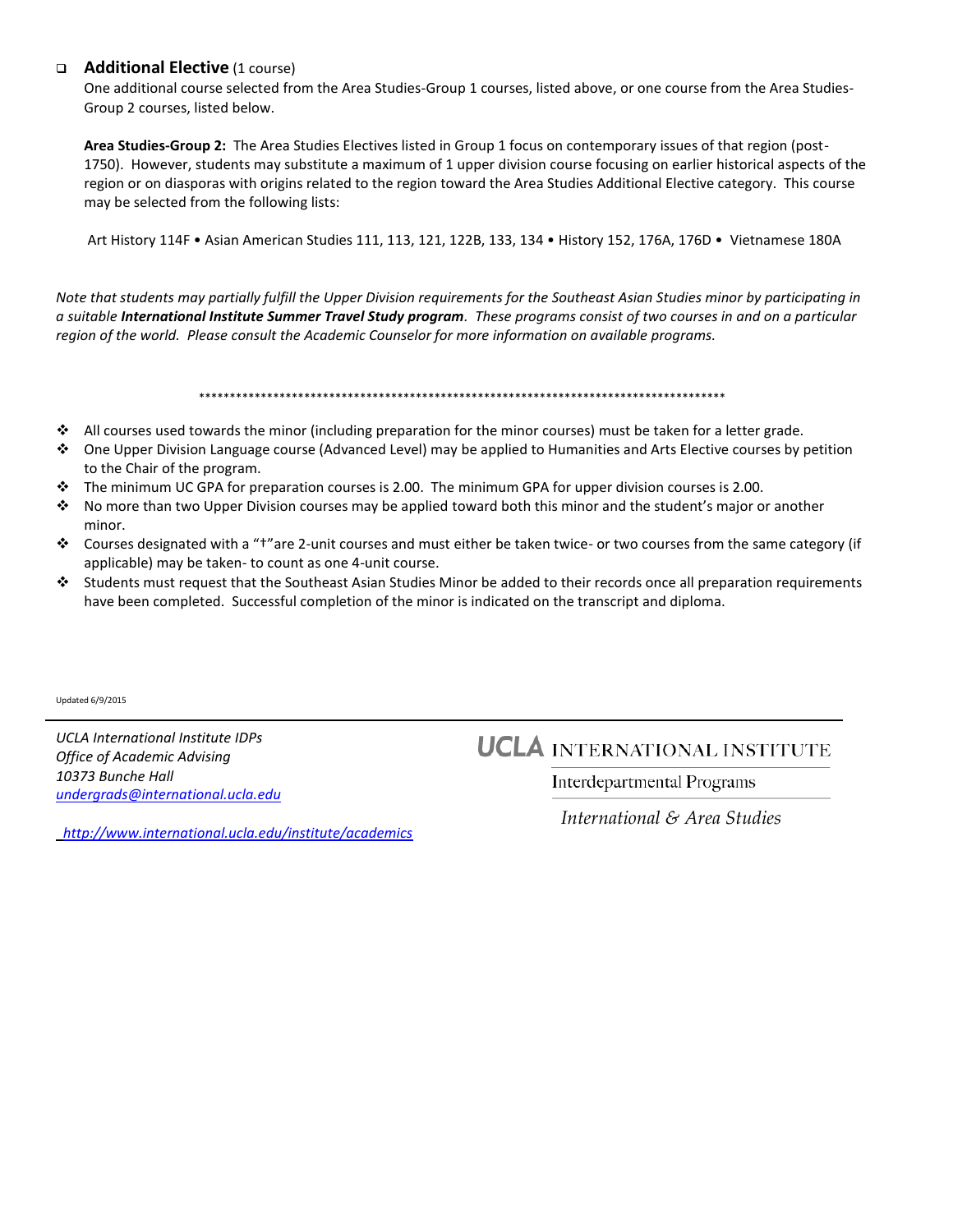- **Additional Elective** (1 course)

  One additional course selected from the Area Studies-Group 1 courses, listed above, or one course from the Area Studies-Group 2 courses, listed below.

  **Area Studies-Group 2:** The Area Studies Electives listed in Group 1 focus on contemporary issues of that region (post-1750). However, students may substitute a maximum of 1 upper division course focusing on earlier historical aspects of the region or on diasporas with origins related to the region toward the Area Studies Additional Elective category. This course may be selected from the following lists:

  Art History 114F • Asian American Studies 111, 113, 121, 122B, 133, 134 • History 152, 176A, 176D • Vietnamese 180A

*Note that students may partially fulfill the Upper Division requirements for the Southeast Asian Studies minor by participating in a suitable **International Institute Summer Travel Study program**. These programs consist of two courses in and on a particular region of the world. Please consult the Academic Counselor for more information on available programs.*

*************************************************************************************

- All courses used towards the minor (including preparation for the minor courses) must be taken for a letter grade.
- One Upper Division Language course (Advanced Level) may be applied to Humanities and Arts Elective courses by petition to the Chair of the program.
- The minimum UC GPA for preparation courses is 2.00. The minimum GPA for upper division courses is 2.00.
- No more than two Upper Division courses may be applied toward both this minor and the student's major or another minor.
- Courses designated with a "†"are 2-unit courses and must either be taken twice- or two courses from the same category (if applicable) may be taken- to count as one 4-unit course.
- Students must request that the Southeast Asian Studies Minor be added to their records once all preparation requirements have been completed. Successful completion of the minor is indicated on the transcript and diploma.

Updated 6/9/2015

*UCLA International Institute IDPs*
*Office of Academic Advising*
*10373 Bunche Hall*
*undergrads@international.ucla.edu*

*http://www.international.ucla.edu/institute/academics*

UCLA INTERNATIONAL INSTITUTE
Interdepartmental Programs
*International & Area Studies*